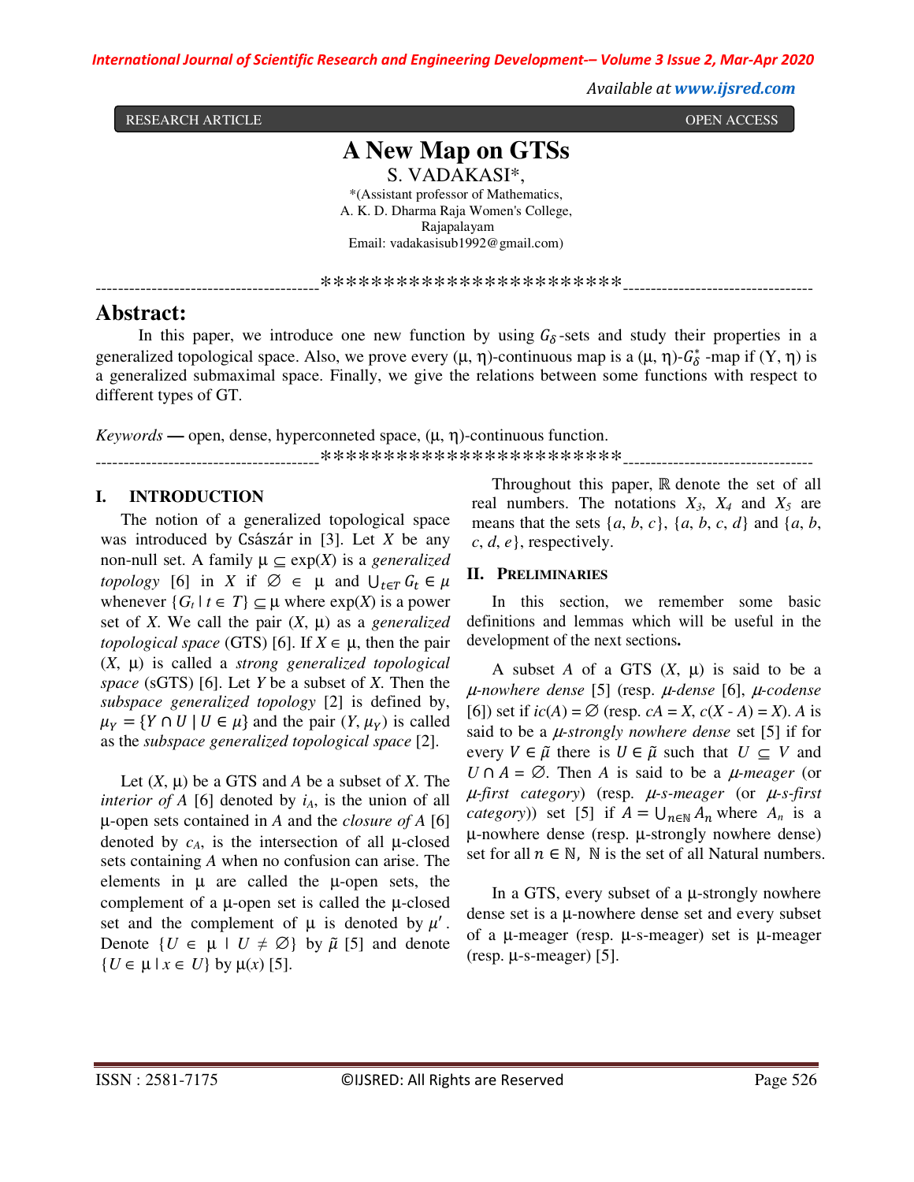RESEARCH ARTICLE OPEN ACCESS

# A New Map on GTSs

S. VADAKASI*,

*(Assistant professor of Mathematics,
A. K. D. Dharma Raja Women's College,
Rajapalayam
Email: vadakasisub1992@gmail.com)

----------------------------------------************************----------------------------------

## Abstract:

In this paper, we introduce one new function by using $G_\delta$-sets and study their properties in a generalized topological space. Also, we prove every (μ, η)-continuous map is a (μ, η)-$G_\delta^*$ -map if (Y, η) is a generalized submaximal space. Finally, we give the relations between some functions with respect to different types of GT.

*Keywords* **—** open, dense, hyperconneted space, (μ, η)-continuous function.

----------------------------------------************************----------------------------------

## I. INTRODUCTION

The notion of a generalized topological space was introduced by Császár in [3]. Let $X$ be any non-null set. A family $\mu \subseteq \exp(X)$ is a *generalized topology* [6] in $X$ if $\varnothing \in \mu$ and $\bigcup_{t\in T} G_t \in \mu$ whenever $\{G_t \mid t \in T\} \subseteq \mu$ where $\exp(X)$ is a power set of $X$. We call the pair $(X, \mu)$ as a *generalized topological space* (GTS) [6]. If $X \in \mu$, then the pair $(X, \mu)$ is called a *strong generalized topological space* (sGTS) [6]. Let $Y$ be a subset of $X$. Then the *subspace generalized topology* [2] is defined by, $\mu_Y = \{Y \cap U \mid U \in \mu\}$ and the pair $(Y, \mu_Y)$ is called as the *subspace generalized topological space* [2].

Let $(X, \mu)$ be a GTS and $A$ be a subset of $X$. The *interior of A* [6] denoted by $i_A$, is the union of all μ-open sets contained in $A$ and the *closure of A* [6] denoted by $c_A$, is the intersection of all μ-closed sets containing $A$ when no confusion can arise. The elements in μ are called the μ-open sets, the complement of a μ-open set is called the μ-closed set and the complement of μ is denoted by $\mu'$. Denote $\{U \in \mu \mid U \neq \varnothing\}$ by $\tilde{\mu}$ [5] and denote $\{U \in \mu \mid x \in U\}$ by $\mu(x)$ [5].

Throughout this paper, ℝ denote the set of all real numbers. The notations $X_3$, $X_4$ and $X_5$ are means that the sets $\{a, b, c\}$, $\{a, b, c, d\}$ and $\{a, b, c, d, e\}$, respectively.

## II. PRELIMINARIES

In this section, we remember some basic definitions and lemmas which will be useful in the development of the next sections.

A subset $A$ of a GTS $(X, \mu)$ is said to be a *μ-nowhere dense* [5] (resp. *μ-dense* [6], *μ-codense* [6]) set if $ic(A) = \varnothing$ (resp. $cA = X$, $c(X - A) = X$). $A$ is said to be a *μ-strongly nowhere dense* set [5] if for every $V \in \tilde{\mu}$ there is $U \in \tilde{\mu}$ such that $U \subseteq V$ and $U \cap A = \varnothing$. Then $A$ is said to be a *μ-meager* (or *μ-first category*) (resp. *μ-s-meager* (or *μ-s-first category*)) set [5] if $A = \bigcup_{n\in\mathbb{N}} A_n$ where $A_n$ is a μ-nowhere dense (resp. μ-strongly nowhere dense) set for all $n \in \mathbb{N}$, ℕ is the set of all Natural numbers.

In a GTS, every subset of a μ-strongly nowhere dense set is a μ-nowhere dense set and every subset of a μ-meager (resp. μ-s-meager) set is μ-meager (resp. μ-s-meager) [5].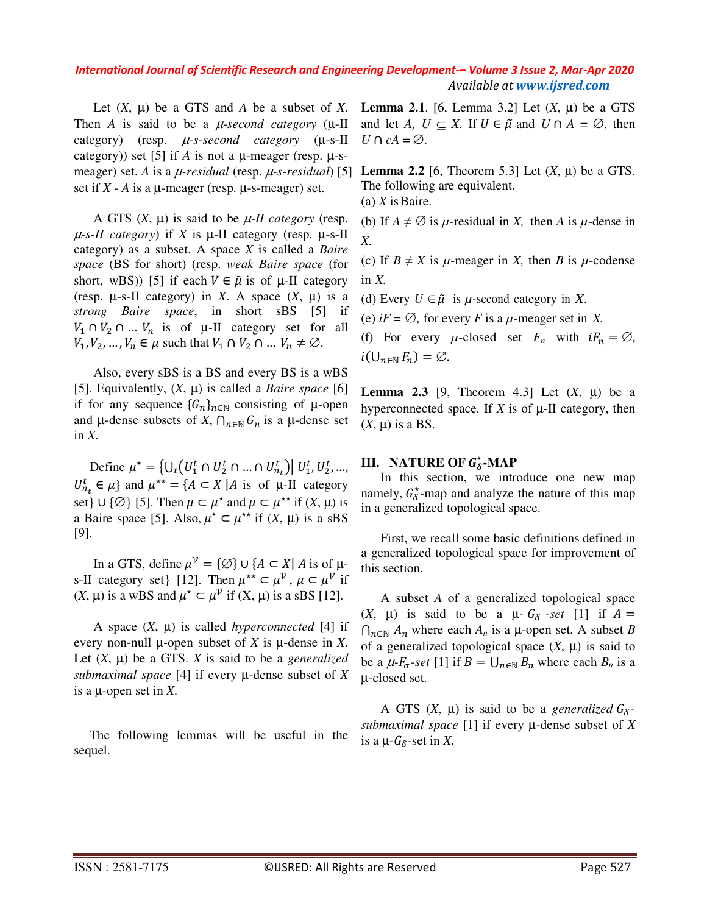Let $(X, \mu)$ be a GTS and $A$ be a subset of $X$. Then $A$ is said to be a *μ-second category* (μ-II category) (resp. *μ-s-second category* (μ-s-II category)) set [5] if $A$ is not a μ-meager (resp. μ-s-meager) set. $A$ is a *μ-residual* (resp. *μ-s-residual*) [5] set if $X$ - $A$ is a μ-meager (resp. μ-s-meager) set.

A GTS $(X, \mu)$ is said to be *μ-II category* (resp. *μ-s-II category*) if $X$ is μ-II category (resp. μ-s-II category) as a subset. A space $X$ is called a *Baire space* (BS for short) (resp. *weak Baire space* (for short, wBS)) [5] if each $V \in \tilde{\mu}$ is of μ-II category (resp. μ-s-II category) in $X$. A space $(X, \mu)$ is a *strong Baire space*, in short sBS [5] if $V_1 \cap V_2 \cap \ldots V_n$ is of μ-II category for all $V_1, V_2, \ldots, V_n \in \mu$ such that $V_1 \cap V_2 \cap \ldots V_n \neq \emptyset$.

Also, every sBS is a BS and every BS is a wBS [5]. Equivalently, $(X, \mu)$ is called a *Baire space* [6] if for any sequence $\{G_n\}_{n\in\mathbb{N}}$ consisting of μ-open and μ-dense subsets of $X$, $\bigcap_{n\in\mathbb{N}} G_n$ is a μ-dense set in $X$.

Define $\mu^\star = \{\bigcup_t (U_1^t \cap U_2^t \cap \ldots \cap U_{n_t}^t) | U_1^t, U_2^t, \ldots, U_{n_t}^t \in \mu\}$ and $\mu^{\star\star} = \{A \subset X \,|A$ is of μ-II category set$\} \cup \{\emptyset\}$ [5]. Then $\mu \subset \mu^\star$ and $\mu \subset \mu^{\star\star}$ if $(X, \mu)$ is a Baire space [5]. Also, $\mu^\star \subset \mu^{\star\star}$ if $(X, \mu)$ is a sBS [9].

In a GTS, define $\mu^{\mathcal{V}} = \{\emptyset\} \cup \{A \subset X |\, A$ is of μ-s-II category set$\}$ [12]. Then $\mu^{\star\star} \subset \mu^{\mathcal{V}}$, $\mu \subset \mu^{\mathcal{V}}$ if $(X, \mu)$ is a wBS and $\mu^\star \subset \mu^{\mathcal{V}}$ if $(X, \mu)$ is a sBS [12].

A space $(X, \mu)$ is called *hyperconnected* [4] if every non-null μ-open subset of $X$ is μ-dense in $X$. Let $(X, \mu)$ be a GTS. $X$ is said to be a *generalized submaximal space* [4] if every μ-dense subset of $X$ is a μ-open set in $X$.

The following lemmas will be useful in the sequel.

**Lemma 2.1**. [6, Lemma 3.2] Let $(X, \mu)$ be a GTS and let $A$, $U \subseteq X$. If $U \in \tilde{\mu}$ and $U \cap A = \emptyset$, then $U \cap cA = \emptyset$.

**Lemma 2.2** [6, Theorem 5.3] Let $(X, \mu)$ be a GTS. The following are equivalent.

(a) $X$ is Baire.

(b) If $A \neq \emptyset$ is $\mu$-residual in $X$, then $A$ is $\mu$-dense in $X$.

(c) If $B \neq X$ is $\mu$-meager in $X$, then $B$ is $\mu$-codense in $X$.

(d) Every $U \in \tilde{\mu}$ is $\mu$-second category in $X$.

(e) $iF = \emptyset$, for every $F$ is a $\mu$-meager set in $X$.

(f) For every $\mu$-closed set $F_n$ with $iF_n = \emptyset$, $i(\bigcup_{n\in\mathbb{N}} F_n) = \emptyset$.

**Lemma 2.3** [9, Theorem 4.3] Let $(X, \mu)$ be a hyperconnected space. If $X$ is of μ-II category, then $(X, \mu)$ is a BS.

## III. NATURE OF $G_\delta^\star$-MAP

In this section, we introduce one new map namely, $G_\delta^\star$-map and analyze the nature of this map in a generalized topological space.

First, we recall some basic definitions defined in a generalized topological space for improvement of this section.

A subset $A$ of a generalized topological space $(X, \mu)$ is said to be a *μ-$G_\delta$-set* [1] if $A = \bigcap_{n\in\mathbb{N}} A_n$ where each $A_n$ is a μ-open set. A subset $B$ of a generalized topological space $(X, \mu)$ is said to be a *μ-$F_\sigma$-set* [1] if $B = \bigcup_{n\in\mathbb{N}} B_n$ where each $B_n$ is a μ-closed set.

A GTS $(X, \mu)$ is said to be a *generalized $G_\delta$-submaximal space* [1] if every μ-dense subset of $X$ is a μ-$G_\delta$-set in $X$.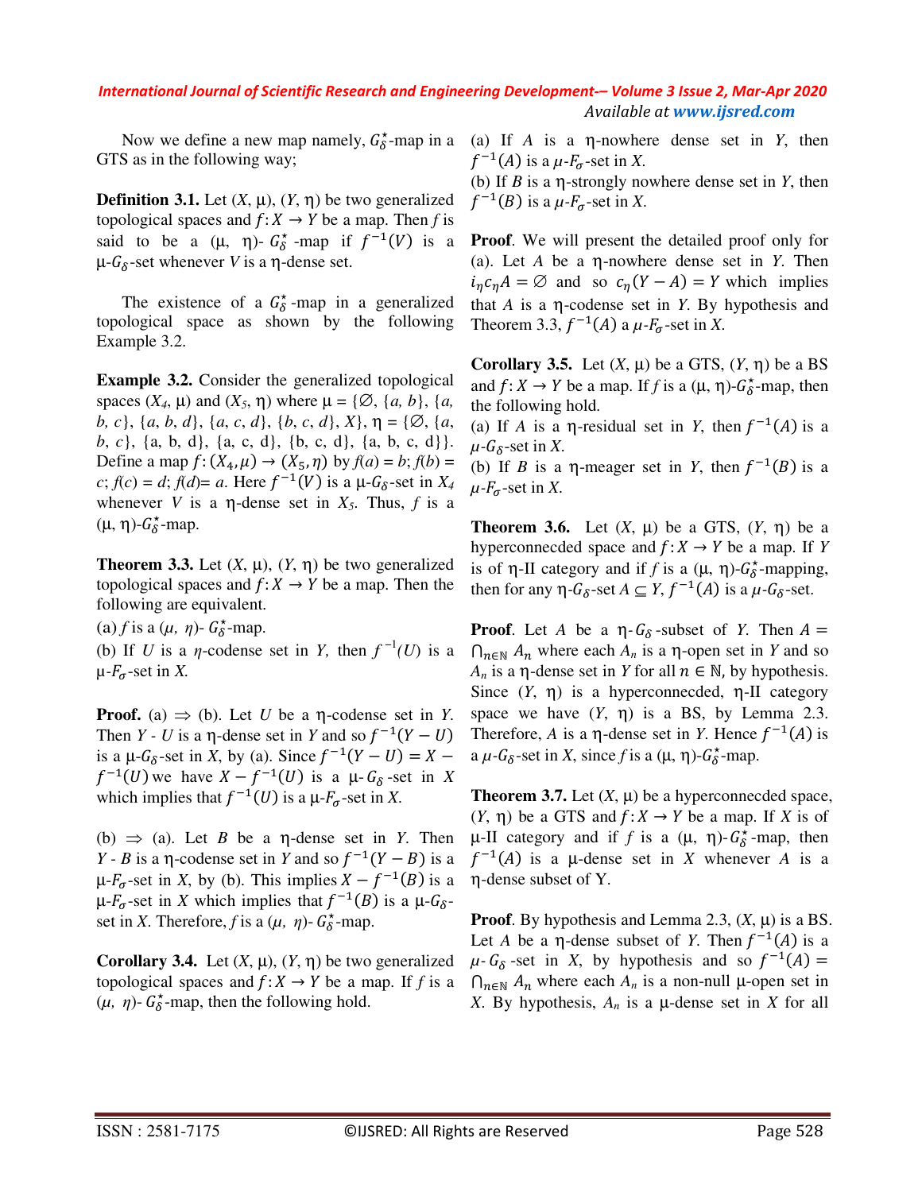Now we define a new map namely, $G_\delta^\star$-map in a GTS as in the following way;

**Definition 3.1.** Let $(X, \mu)$, $(Y, \eta)$ be two generalized topological spaces and $f: X \to Y$ be a map. Then $f$ is said to be a $(\mu, \eta)$- $G_\delta^\star$-map if $f^{-1}(V)$ is a $\mu$-$G_\delta$-set whenever $V$ is a $\eta$-dense set.

The existence of a $G_\delta^\star$-map in a generalized topological space as shown by the following Example 3.2.

**Example 3.2.** Consider the generalized topological spaces $(X_4, \mu)$ and $(X_5, \eta)$ where $\mu = \{\emptyset, \{a, b\}, \{a, b, c\}, \{a, b, d\}, \{a, c, d\}, \{b, c, d\}, X\}$, $\eta = \{\emptyset, \{a, b, c\}, \{a, b, d\}, \{a, c, d\}, \{b, c, d\}, \{a, b, c, d\}\}$. Define a map $f: (X_4, \mu) \to (X_5, \eta)$ by $f(a) = b$; $f(b) = c$; $f(c) = d$; $f(d) = a$. Here $f^{-1}(V)$ is a $\mu$-$G_\delta$-set in $X_4$ whenever $V$ is a $\eta$-dense set in $X_5$. Thus, $f$ is a $(\mu, \eta)$-$G_\delta^\star$-map.

**Theorem 3.3.** Let $(X, \mu)$, $(Y, \eta)$ be two generalized topological spaces and $f: X \to Y$ be a map. Then the following are equivalent.

(a) $f$ is a $(\mu, \eta)$- $G_\delta^\star$-map.

(b) If $U$ is a $\eta$-codense set in $Y$, then $f^{-1}(U)$ is a $\mu$-$F_\sigma$-set in $X$.

**Proof.** (a) $\Rightarrow$ (b). Let $U$ be a $\eta$-codense set in $Y$. Then $Y - U$ is a $\eta$-dense set in $Y$ and so $f^{-1}(Y - U)$ is a $\mu$-$G_\delta$-set in $X$, by (a). Since $f^{-1}(Y - U) = X - f^{-1}(U)$ we have $X - f^{-1}(U)$ is a $\mu$-$G_\delta$-set in $X$ which implies that $f^{-1}(U)$ is a $\mu$-$F_\sigma$-set in $X$.

(b) $\Rightarrow$ (a). Let $B$ be a $\eta$-dense set in $Y$. Then $Y - B$ is a $\eta$-codense set in $Y$ and so $f^{-1}(Y - B)$ is a $\mu$-$F_\sigma$-set in $X$, by (b). This implies $X - f^{-1}(B)$ is a $\mu$-$F_\sigma$-set in $X$ which implies that $f^{-1}(B)$ is a $\mu$-$G_\delta$-set in $X$. Therefore, $f$ is a $(\mu, \eta)$- $G_\delta^\star$-map.

**Corollary 3.4.** Let $(X, \mu)$, $(Y, \eta)$ be two generalized topological spaces and $f: X \to Y$ be a map. If $f$ is a $(\mu, \eta)$- $G_\delta^\star$-map, then the following hold.

(a) If $A$ is a $\eta$-nowhere dense set in $Y$, then $f^{-1}(A)$ is a $\mu$-$F_\sigma$-set in $X$.

(b) If $B$ is a $\eta$-strongly nowhere dense set in $Y$, then $f^{-1}(B)$ is a $\mu$-$F_\sigma$-set in $X$.

**Proof**. We will present the detailed proof only for (a). Let $A$ be a $\eta$-nowhere dense set in $Y$. Then $i_\eta c_\eta A = \emptyset$ and so $c_\eta(Y - A) = Y$ which implies that $A$ is a $\eta$-codense set in $Y$. By hypothesis and Theorem 3.3, $f^{-1}(A)$ a $\mu$-$F_\sigma$-set in $X$.

**Corollary 3.5.** Let $(X, \mu)$ be a GTS, $(Y, \eta)$ be a BS and $f: X \to Y$ be a map. If $f$ is a $(\mu, \eta)$-$G_\delta^\star$-map, then the following hold.

(a) If $A$ is a $\eta$-residual set in $Y$, then $f^{-1}(A)$ is a $\mu$-$G_\delta$-set in $X$.

(b) If $B$ is a $\eta$-meager set in $Y$, then $f^{-1}(B)$ is a $\mu$-$F_\sigma$-set in $X$.

**Theorem 3.6.** Let $(X, \mu)$ be a GTS, $(Y, \eta)$ be a hyperconnecded space and $f: X \to Y$ be a map. If $Y$ is of $\eta$-II category and if $f$ is a $(\mu, \eta)$-$G_\delta^\star$-mapping, then for any $\eta$-$G_\delta$-set $A \subseteq Y$, $f^{-1}(A)$ is a $\mu$-$G_\delta$-set.

**Proof**. Let $A$ be a $\eta$-$G_\delta$-subset of $Y$. Then $A = \bigcap_{n\in\mathbb{N}} A_n$ where each $A_n$ is a $\eta$-open set in $Y$ and so $A_n$ is a $\eta$-dense set in $Y$ for all $n \in \mathbb{N}$, by hypothesis. Since $(Y, \eta)$ is a hyperconnecded, $\eta$-II category space we have $(Y, \eta)$ is a BS, by Lemma 2.3. Therefore, $A$ is a $\eta$-dense set in $Y$. Hence $f^{-1}(A)$ is a $\mu$-$G_\delta$-set in $X$, since $f$ is a $(\mu, \eta)$-$G_\delta^\star$-map.

**Theorem 3.7.** Let $(X, \mu)$ be a hyperconnecded space, $(Y, \eta)$ be a GTS and $f: X \to Y$ be a map. If $X$ is of $\mu$-II category and if $f$ is a $(\mu, \eta)$- $G_\delta^\star$-map, then $f^{-1}(A)$ is a $\mu$-dense set in $X$ whenever $A$ is a $\eta$-dense subset of Y.

**Proof**. By hypothesis and Lemma 2.3, $(X, \mu)$ is a BS. Let $A$ be a $\eta$-dense subset of $Y$. Then $f^{-1}(A)$ is a $\mu$-$G_\delta$-set in $X$, by hypothesis and so $f^{-1}(A) = \bigcap_{n\in\mathbb{N}} A_n$ where each $A_n$ is a non-null $\mu$-open set in $X$. By hypothesis, $A_n$ is a $\mu$-dense set in $X$ for all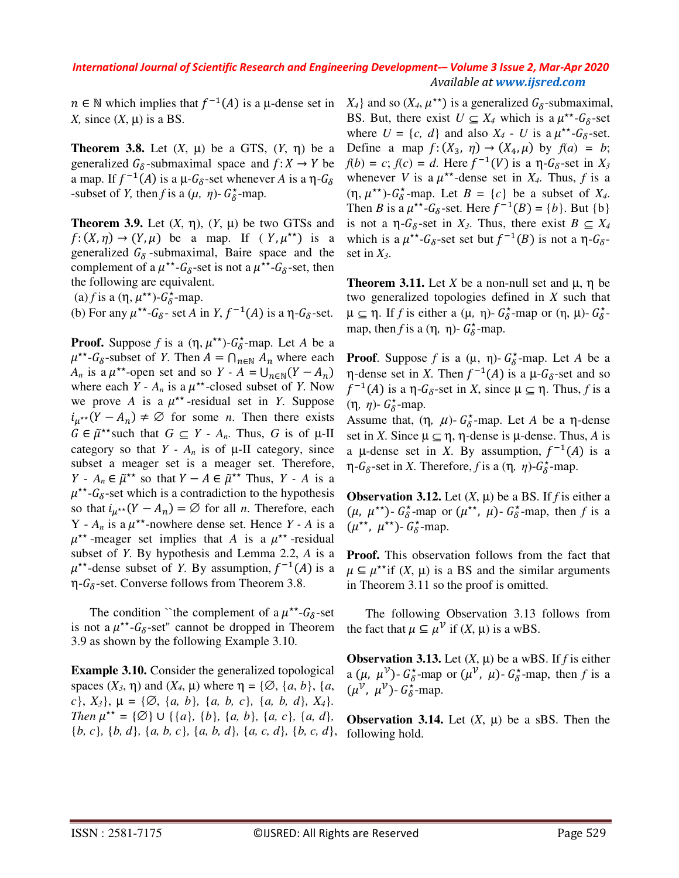$n \in \mathbb{N}$ which implies that $f^{-1}(A)$ is a μ-dense set in *X,* since (*X*, μ) is a BS.

**Theorem 3.8.** Let (*X*, μ) be a GTS, (*Y*, η) be a generalized $G_\delta$-submaximal space and $f: X \to Y$ be a map. If $f^{-1}(A)$ is a μ-$G_\delta$-set whenever *A* is a η-$G_\delta$-subset of *Y,* then *f* is a $(\mu,\ \eta)$- $G_\delta^\star$-map.

**Theorem 3.9.** Let (*X*, η), (*Y*, μ) be two GTSs and $f:(X,\eta) \to (Y,\mu)$ be a map. If $(Y,\mu^{\star\star})$ is a generalized $G_\delta$-submaximal, Baire space and the complement of a $\mu^{\star\star}$-$G_\delta$-set is not a $\mu^{\star\star}$-$G_\delta$-set, then the following are equivalent.

(a) *f* is a (η, $\mu^{\star\star}$)-$G_\delta^\star$-map.

(b) For any $\mu^{\star\star}$-$G_\delta$- set *A* in *Y*, $f^{-1}(A)$ is a η-$G_\delta$-set.

**Proof.** Suppose *f* is a (η, $\mu^{\star\star}$)-$G_\delta^\star$-map. Let *A* be a $\mu^{\star\star}$-$G_\delta$-subset of *Y*. Then $A = \bigcap_{n\in\mathbb{N}} A_n$ where each $A_n$ is a $\mu^{\star\star}$-open set and so $Y$ - $A = \bigcup_{n\in\mathbb{N}}(Y - A_n)$ where each *Y* - $A_n$ is a $\mu^{\star\star}$-closed subset of *Y*. Now we prove *A* is a $\mu^{\star\star}$-residual set in *Y*. Suppose $i_{\mu^{\star\star}}(Y - A_n) \neq \emptyset$ for some *n*. Then there exists $G \in \tilde{\mu}^{\star\star}$such that $G \subseteq Y$ - $A_n$. Thus, *G* is of μ-II category so that *Y* - $A_n$ is of μ-II category, since subset a meager set is a meager set. Therefore, *Y* - $A_n \in \tilde{\mu}^{\star\star}$ so that $Y - A \in \tilde{\mu}^{\star\star}$ Thus, *Y* - *A* is a $\mu^{\star\star}$-$G_\delta$-set which is a contradiction to the hypothesis so that $i_{\mu^{\star\star}}(Y - A_n) = \emptyset$ for all *n*. Therefore, each Y - $A_n$ is a $\mu^{\star\star}$-nowhere dense set. Hence *Y* - *A* is a $\mu^{\star\star}$-meager set implies that *A* is a $\mu^{\star\star}$-residual subset of *Y*. By hypothesis and Lemma 2.2, *A* is a $\mu^{\star\star}$-dense subset of *Y*. By assumption, $f^{-1}(A)$ is a η-$G_\delta$-set. Converse follows from Theorem 3.8.

The condition ``the complement of a $\mu^{\star\star}$-$G_\delta$-set is not a $\mu^{\star\star}$-$G_\delta$-set" cannot be dropped in Theorem 3.9 as shown by the following Example 3.10.

**Example 3.10.** Consider the generalized topological spaces ($X_3$, η) and ($X_4$, μ) where η = {∅, {*a*, *b*}, {*a*, *c*}, $X_3$}, μ = {∅, {*a, b*}, {*a, b, c*}, {*a, b, d*}, $X_4$}. *Then* $\mu^{\star\star}$ = {∅} ∪ {{*a*}, {*b*}, {*a*, *b*}, {*a*, *c*}, {*a*, *d*}, {*b*, *c*}, {*b*, *d*}, {*a*, *b*, *c*}, {*a*, *b*, *d*}, {*a*, *c*, *d*}, {*b*, *c*, *d*}, $X_4$} and so ($X_4$, $\mu^{\star\star}$) is a generalized $G_\delta$-submaximal, BS. But, there exist $U \subseteq X_4$ which is a $\mu^{\star\star}$-$G_\delta$-set where *U* = {*c*, *d*} and also $X_4$ - *U* is a $\mu^{\star\star}$-$G_\delta$-set. Define a map $f:(X_3,\ \eta) \to (X_4,\mu)$ by *f*(*a*) = *b*; *f*(*b*) = *c*; *f*(*c*) = *d*. Here $f^{-1}(V)$ is a η-$G_\delta$-set in $X_3$ whenever *V* is a $\mu^{\star\star}$-dense set in $X_4$. Thus, *f* is a (η, $\mu^{\star\star}$)-$G_\delta^\star$-map. Let *B* = {*c*} be a subset of $X_4$. Then *B* is a $\mu^{\star\star}$-$G_\delta$-set. Here $f^{-1}(B)$ = {*b*}. But {b} is not a η-$G_\delta$-set in $X_3$. Thus, there exist $B \subseteq X_4$ which is a $\mu^{\star\star}$-$G_\delta$-set set but $f^{-1}(B)$ is not a η-$G_\delta$-set in $X_3$.

**Theorem 3.11.** Let *X* be a non-null set and μ, η be two generalized topologies defined in *X* such that μ ⊆ η. If *f* is either a (μ, η)- $G_\delta^\star$-map or (η, μ)- $G_\delta^\star$-map, then *f* is a (η, η)- $G_\delta^\star$-map.

**Proof**. Suppose *f* is a (μ, η)- $G_\delta^\star$-map. Let *A* be a η-dense set in *X*. Then $f^{-1}(A)$ is a μ-$G_\delta$-set and so $f^{-1}(A)$ is a η-$G_\delta$-set in *X*, since μ ⊆ η. Thus, *f* is a (η, *η*)- $G_\delta^\star$-map.

Assume that, (η, *μ*)- $G_\delta^\star$-map. Let *A* be a η-dense set in *X*. Since μ ⊆ η, η-dense is μ-dense. Thus, *A* is a μ-dense set in *X*. By assumption, $f^{-1}(A)$ is a η-$G_\delta$-set in *X*. Therefore, *f* is a (η, *η*)-$G_\delta^\star$-map.

**Observation 3.12.** Let (*X*, μ) be a BS. If *f* is either a $(\mu,\ \mu^{\star\star})$- $G_\delta^\star$-map or $(\mu^{\star\star},\ \mu)$- $G_\delta^\star$-map, then *f* is a $(\mu^{\star\star},\ \mu^{\star\star})$- $G_\delta^\star$-map.

**Proof.** This observation follows from the fact that $\mu \subseteq \mu^{\star\star}$if (*X*, μ) is a BS and the similar arguments in Theorem 3.11 so the proof is omitted.

The following Observation 3.13 follows from the fact that $\mu \subseteq \mu^{\mathcal{V}}$ if (*X*, μ) is a wBS.

**Observation 3.13.** Let (*X*, μ) be a wBS. If *f* is either a $(\mu,\ \mu^{\mathcal{V}})$- $G_\delta^\star$-map or $(\mu^{\mathcal{V}},\ \mu)$- $G_\delta^\star$-map, then *f* is a $(\mu^{\mathcal{V}},\ \mu^{\mathcal{V}})$- $G_\delta^\star$-map.

**Observation 3.14.** Let (*X*, μ) be a sBS. Then the following hold.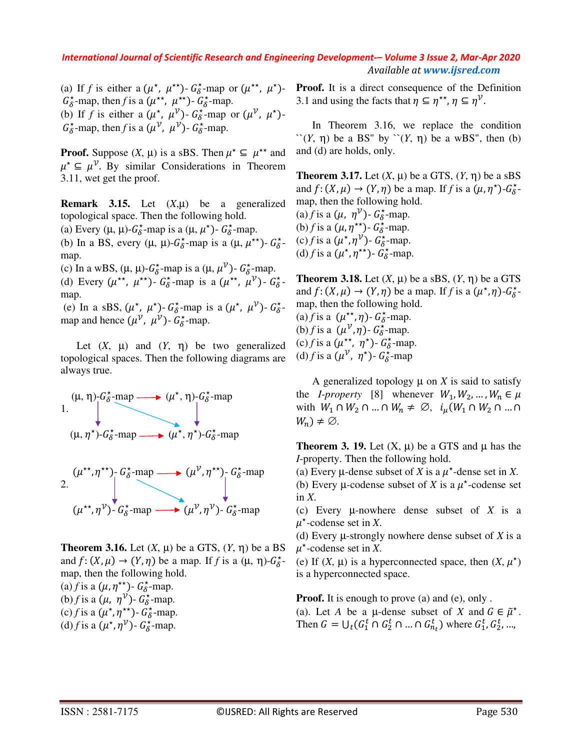(a) If $f$ is either a $(\mu^\star, \mu^{\star\star})$- $G_\delta^\star$-map or $(\mu^{\star\star}, \mu^\star)$- $G_\delta^\star$-map, then $f$ is a $(\mu^{\star\star}, \mu^{\star\star})$- $G_\delta^\star$-map.

(b) If $f$ is either a $(\mu^\star, \mu^{\mathcal{V}})$- $G_\delta^\star$-map or $(\mu^{\mathcal{V}}, \mu^\star)$- $G_\delta^\star$-map, then $f$ is a $(\mu^{\mathcal{V}}, \mu^{\mathcal{V}})$- $G_\delta^\star$-map.

**Proof.** Suppose (X, μ) is a sBS. Then $\mu^\star \subseteq \mu^{\star\star}$ and $\mu^\star \subseteq \mu^{\mathcal{V}}$. By similar Considerations in Theorem 3.11, wet get the proof.

**Remark 3.15.** Let (X,μ) be a generalized topological space. Then the following hold.

(a) Every (μ, μ)-$G_\delta^\star$-map is a (μ, $\mu^\star$)- $G_\delta^\star$-map.

(b) In a BS, every (μ, μ)-$G_\delta^\star$-map is a (μ, $\mu^{\star\star}$)- $G_\delta^\star$-map.

(c) In a wBS, (μ, μ)-$G_\delta^\star$-map is a (μ, $\mu^{\mathcal{V}}$)- $G_\delta^\star$-map.

(d) Every $(\mu^{\star\star}, \mu^{\star\star})$- $G_\delta^\star$-map is a $(\mu^{\star\star}, \mu^{\mathcal{V}})$- $G_\delta^\star$-map.

(e) In a sBS, $(\mu^\star, \mu^\star)$- $G_\delta^\star$-map is a $(\mu^\star, \mu^{\mathcal{V}})$- $G_\delta^\star$-map and hence $(\mu^{\mathcal{V}}, \mu^{\mathcal{V}})$- $G_\delta^\star$-map.

Let (X, μ) and (Y, η) be two generalized topological spaces. Then the following diagrams are always true.

1.

(μ, η)-$G_\delta^\star$-map ⟶ ($\mu^\star$, η)-$G_\delta^\star$-map
↓ ↘ ↓
(μ, $\eta^\star$)-$G_\delta^\star$-map ⟶ ($\mu^\star$, $\eta^\star$)-$G_\delta^\star$-map

2.

$(\mu^{\star\star},\eta^{\star\star})$- $G_\delta^\star$-map ⟶ $(\mu^{\mathcal{V}},\eta^{\star\star})$- $G_\delta^\star$-map
↓ ↘ ↓
$(\mu^{\star\star},\eta^{\mathcal{V}})$- $G_\delta^\star$-map ⟶ $(\mu^{\mathcal{V}},\eta^{\mathcal{V}})$- $G_\delta^\star$-map

**Theorem 3.16.** Let (X, μ) be a GTS, (Y, η) be a BS and $f: (X,\mu) \to (Y,\eta)$ be a map. If $f$ is a (μ, η)-$G_\delta^\star$-map, then the following hold.

(a) $f$ is a $(\mu, \eta^{\star\star})$- $G_\delta^\star$-map.

(b) $f$ is a $(\mu, \eta^{\mathcal{V}})$- $G_\delta^\star$-map.

(c) $f$ is a $(\mu^\star, \eta^{\star\star})$- $G_\delta^\star$-map.

(d) $f$ is a $(\mu^\star, \eta^{\mathcal{V}})$- $G_\delta^\star$-map.

**Proof.** It is a direct consequence of the Definition 3.1 and using the facts that $\eta \subseteq \eta^{\star\star}$, $\eta \subseteq \eta^{\mathcal{V}}$.

In Theorem 3.16, we replace the condition ``(Y, η) be a BS" by ``(Y, η) be a wBS", then (b) and (d) are holds, only.

**Theorem 3.17.** Let (X, μ) be a GTS, (Y, η) be a sBS and $f: (X,\mu) \to (Y,\eta)$ be a map. If $f$ is a $(\mu, \eta^\star)$-$G_\delta^\star$-map, then the following hold.

(a) $f$ is a $(\mu, \eta^{\mathcal{V}})$- $G_\delta^\star$-map.

(b) $f$ is a $(\mu, \eta^{\star\star})$- $G_\delta^\star$-map.

(c) $f$ is a $(\mu^\star, \eta^{\mathcal{V}})$- $G_\delta^\star$-map.

(d) $f$ is a $(\mu^\star, \eta^{\star\star})$- $G_\delta^\star$-map.

**Theorem 3.18.** Let (X, μ) be a sBS, (Y, η) be a GTS and $f: (X,\mu) \to (Y,\eta)$ be a map. If $f$ is a $(\mu^\star, \eta)$-$G_\delta^\star$-map, then the following hold.

(a) $f$ is a $(\mu^{\star\star}, \eta)$- $G_\delta^\star$-map.

(b) $f$ is a $(\mu^{\mathcal{V}}, \eta)$- $G_\delta^\star$-map.

(c) $f$ is a $(\mu^{\star\star}, \eta^\star)$- $G_\delta^\star$-map.

(d) $f$ is a $(\mu^{\mathcal{V}}, \eta^\star)$- $G_\delta^\star$-map

A generalized topology μ on $X$ is said to satisfy the *I-property* [8] whenever $W_1, W_2, \dots, W_n \in \mu$ with $W_1 \cap W_2 \cap \dots \cap W_n \neq \emptyset$, $i_\mu(W_1 \cap W_2 \cap \dots \cap W_n) \neq \emptyset$.

**Theorem 3. 19.** Let (X, μ) be a GTS and μ has the *I*-property. Then the following hold.

(a) Every μ-dense subset of $X$ is a $\mu^\star$-dense set in $X$.

(b) Every μ-codense subset of $X$ is a $\mu^\star$-codense set in $X$.

(c) Every μ-nowhere dense subset of $X$ is a $\mu^\star$-codense set in $X$.

(d) Every μ-strongly nowhere dense subset of $X$ is a $\mu^\star$-codense set in $X$.

(e) If (X, μ) is a hyperconnected space, then $(X, \mu^\star)$ is a hyperconnected space.

**Proof.** It is enough to prove (a) and (e), only .

(a). Let $A$ be a μ-dense subset of $X$ and $G \in \tilde{\mu}^\star$. Then $G = \bigcup_t (G_1^t \cap G_2^t \cap \dots \cap G_{n_t}^t)$ where $G_1^t, G_2^t, \dots,$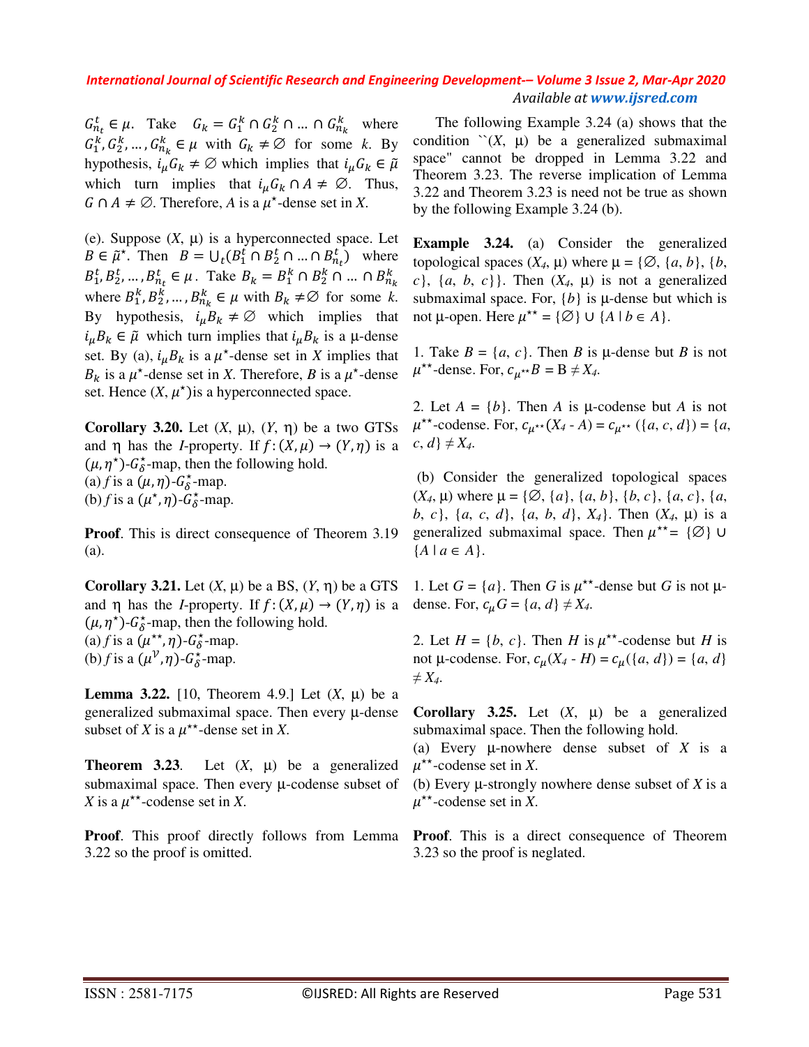$G^t_{n_t} \in \mu$. Take $G_k = G^k_1 \cap G^k_2 \cap \ldots \cap G^k_{n_k}$ where $G^k_1, G^k_2, \ldots, G^k_{n_k} \in \mu$ with $G_k \neq \emptyset$ for some $k$. By hypothesis, $i_\mu G_k \neq \emptyset$ which implies that $i_\mu G_k \in \tilde{\mu}$ which turn implies that $i_\mu G_k \cap A \neq \emptyset$. Thus, $G \cap A \neq \emptyset$. Therefore, $A$ is a $\mu^\star$-dense set in $X$.

(e). Suppose $(X, \mu)$ is a hyperconnected space. Let $B \in \tilde{\mu}^\star$. Then $B = \cup_t (B^t_1 \cap B^t_2 \cap \ldots \cap B^t_{n_t})$ where $B^t_1, B^t_2, \ldots, B^t_{n_t} \in \mu$. Take $B_k = B^k_1 \cap B^k_2 \cap \ldots \cap B^k_{n_k}$ where $B^k_1, B^k_2, \ldots, B^k_{n_k} \in \mu$ with $B_k \neq \emptyset$ for some $k$. By hypothesis, $i_\mu B_k \neq \emptyset$ which implies that $i_\mu B_k \in \tilde{\mu}$ which turn implies that $i_\mu B_k$ is a μ-dense set. By (a), $i_\mu B_k$ is a $\mu^\star$-dense set in $X$ implies that $B_k$ is a $\mu^\star$-dense set in $X$. Therefore, $B$ is a $\mu^\star$-dense set. Hence $(X, \mu^\star)$is a hyperconnected space.

**Corollary 3.20.** Let $(X, \mu)$, $(Y, \eta)$ be a two GTSs and η has the *I*-property. If $f: (X, \mu) \to (Y, \eta)$ is a $(\mu, \eta^\star)$-$G^\star_\delta$-map, then the following hold.
(a) $f$ is a $(\mu, \eta)$-$G^\star_\delta$-map.
(b) $f$ is a $(\mu^\star, \eta)$-$G^\star_\delta$-map.

**Proof**. This is direct consequence of Theorem 3.19 (a).

**Corollary 3.21.** Let $(X, \mu)$ be a BS, $(Y, \eta)$ be a GTS and η has the *I*-property. If $f: (X, \mu) \to (Y, \eta)$ is a $(\mu, \eta^\star)$-$G^\star_\delta$-map, then the following hold.
(a) $f$ is a $(\mu^{\star\star}, \eta)$-$G^\star_\delta$-map.
(b) $f$ is a $(\mu^{\mathcal{V}}, \eta)$-$G^\star_\delta$-map.

**Lemma 3.22.** [10, Theorem 4.9.] Let $(X, \mu)$ be a generalized submaximal space. Then every μ-dense subset of $X$ is a $\mu^{\star\star}$-dense set in $X$.

**Theorem 3.23**. Let $(X, \mu)$ be a generalized submaximal space. Then every μ-codense subset of $X$ is a $\mu^{\star\star}$-codense set in $X$.

**Proof**. This proof directly follows from Lemma 3.22 so the proof is omitted.

The following Example 3.24 (a) shows that the condition ``$(X, \mu)$ be a generalized submaximal space" cannot be dropped in Lemma 3.22 and Theorem 3.23. The reverse implication of Lemma 3.22 and Theorem 3.23 is need not be true as shown by the following Example 3.24 (b).

**Example 3.24.** (a) Consider the generalized topological spaces $(X_4, \mu)$ where $\mu = \{\emptyset, \{a, b\}, \{b, c\}, \{a, b, c\}\}$. Then $(X_4, \mu)$ is not a generalized submaximal space. For, $\{b\}$ is μ-dense but which is not μ-open. Here $\mu^{\star\star} = \{\emptyset\} \cup \{A \mid b \in A\}$.

1. Take $B = \{a, c\}$. Then $B$ is μ-dense but $B$ is not $\mu^{\star\star}$-dense. For, $c_{\mu^{\star\star}} B = B \neq X_4$.

2. Let $A = \{b\}$. Then $A$ is μ-codense but $A$ is not $\mu^{\star\star}$-codense. For, $c_{\mu^{\star\star}} (X_4 - A) = c_{\mu^{\star\star}} (\{a, c, d\}) = \{a, c, d\} \neq X_4$.

(b) Consider the generalized topological spaces $(X_4, \mu)$ where $\mu = \{\emptyset, \{a\}, \{a, b\}, \{b, c\}, \{a, c\}, \{a, b, c\}, \{a, c, d\}, \{a, b, d\}, X_4\}$. Then $(X_4, \mu)$ is a generalized submaximal space. Then $\mu^{\star\star} = \{\emptyset\} \cup \{A \mid a \in A\}$.

1. Let $G = \{a\}$. Then $G$ is $\mu^{\star\star}$-dense but $G$ is not μ-dense. For, $c_\mu G = \{a, d\} \neq X_4$.

2. Let $H = \{b, c\}$. Then $H$ is $\mu^{\star\star}$-codense but $H$ is not μ-codense. For, $c_\mu(X_4 - H) = c_\mu(\{a, d\}) = \{a, d\} \neq X_4$.

**Corollary 3.25.** Let $(X, \mu)$ be a generalized submaximal space. Then the following hold.
(a) Every μ-nowhere dense subset of $X$ is a $\mu^{\star\star}$-codense set in $X$.
(b) Every μ-strongly nowhere dense subset of $X$ is a $\mu^{\star\star}$-codense set in $X$.

**Proof**. This is a direct consequence of Theorem 3.23 so the proof is neglated.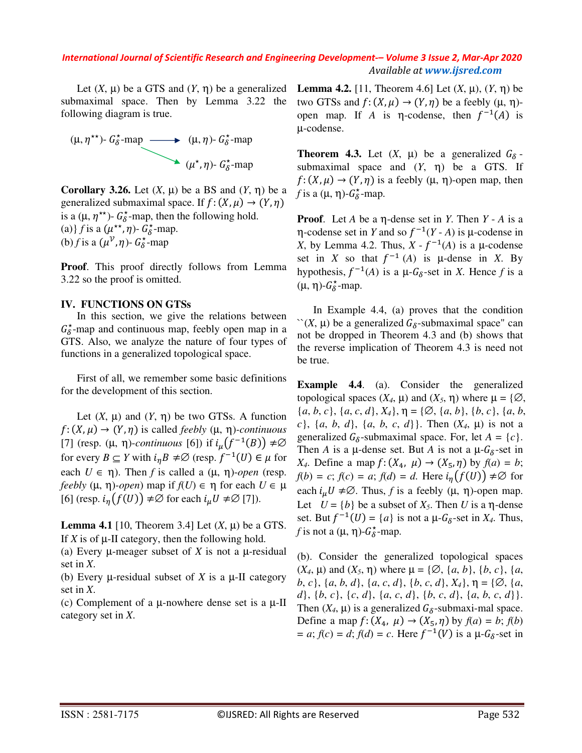Let (X, μ) be a GTS and (Y, η) be a generalized submaximal space. Then by Lemma 3.22 the following diagram is true.

$$(\mu, \eta^{\star\star})\text{-}\ G_\delta^\star\text{-map} \longrightarrow (\mu, \eta)\text{-}\ G_\delta^\star\text{-map}$$

$$(\mu, \eta^{\star\star})\text{-}\ G_\delta^\star\text{-map} \longrightarrow (\mu^\star, \eta)\text{-}\ G_\delta^\star\text{-map}$$

**Corollary 3.26.** Let (X, μ) be a BS and (Y, η) be a generalized submaximal space. If $f: (X, \mu) \to (Y, \eta)$ is a $(\mu, \eta^{\star\star})$- $G_\delta^\star$-map, then the following hold.

(a)} $f$ is a $(\mu^{\star\star}, \eta)$- $G_\delta^\star$-map.

(b) $f$ is a $(\mu^{\mathcal{V}}, \eta)$- $G_\delta^\star$-map

**Proof**. This proof directly follows from Lemma 3.22 so the proof is omitted.

## IV. FUNCTIONS ON GTSs

In this section, we give the relations between $G_\delta^\star$-map and continuous map, feebly open map in a GTS. Also, we analyze the nature of four types of functions in a generalized topological space.

First of all, we remember some basic definitions for the development of this section.

Let (X, μ) and (Y, η) be two GTSs. A function $f: (X, \mu) \to (Y, \eta)$ is called *feebly* (μ, η)*-continuous* [7] (resp. (μ, η)*-continuous* [6]) if $i_\mu(f^{-1}(B)) \neq \emptyset$ for every $B \subseteq Y$ with $i_\eta B \neq \emptyset$ (resp. $f^{-1}(U) \in \mu$ for each $U \in \eta$). Then $f$ is called a (μ, η)*-open* (resp. *feebly* (μ, η)*-open*) map if $f(U) \in \eta$ for each $U \in \mu$ [6] (resp. $i_\eta(f(U)) \neq \emptyset$ for each $i_\mu U \neq \emptyset$ [7]).

**Lemma 4.1** [10, Theorem 3.4] Let (X, μ) be a GTS. If X is of μ-II category, then the following hold.

(a) Every μ-meager subset of X is not a μ-residual set in X.

(b) Every μ-residual subset of X is a μ-II category set in X.

(c) Complement of a μ-nowhere dense set is a μ-II category set in X.

**Lemma 4.2.** [11, Theorem 4.6] Let (X, μ), (Y, η) be two GTSs and $f: (X, \mu) \to (Y, \eta)$ be a feebly (μ, η)-open map. If A is η-codense, then $f^{-1}(A)$ is μ-codense.

**Theorem 4.3.** Let (X, μ) be a generalized $G_\delta$-submaximal space and (Y, η) be a GTS. If $f: (X, \mu) \to (Y, \eta)$ is a feebly (μ, η)-open map, then $f$ is a (μ, η)-$G_\delta^\star$-map.

**Proof**. Let A be a η-dense set in Y. Then Y - A is a η-codense set in Y and so $f^{-1}(Y - A)$ is μ-codense in X, by Lemma 4.2. Thus, X - $f^{-1}(A)$ is a μ-codense set in X so that $f^{-1}(A)$ is μ-dense in X. By hypothesis, $f^{-1}(A)$ is a μ-$G_\delta$-set in X. Hence $f$ is a (μ, η)-$G_\delta^\star$-map.

In Example 4.4, (a) proves that the condition ``(X, μ) be a generalized $G_\delta$-submaximal space" can not be dropped in Theorem 4.3 and (b) shows that the reverse implication of Theorem 4.3 is need not be true.

**Example 4.4**. (a). Consider the generalized topological spaces ($X_4$, μ) and ($X_5$, η) where μ = {∅, {a, b, c}, {a, c, d}, $X_4$}, η = {∅, {a, b}, {b, c}, {a, b, c}, {a, b, d}, {a, b, c, d}}. Then ($X_4$, μ) is not a generalized $G_\delta$-submaximal space. For, let A = {c}. Then A is a μ-dense set. But A is not a μ-$G_\delta$-set in $X_4$. Define a map $f: (X_4, \mu) \to (X_5, \eta)$ by $f(a) = b$; $f(b) = c$; $f(c) = a$; $f(d) = d$. Here $i_\eta(f(U)) \neq \emptyset$ for each $i_\mu U \neq \emptyset$. Thus, $f$ is a feebly (μ, η)-open map. Let U = {b} be a subset of $X_5$. Then U is a η-dense set. But $f^{-1}(U) = \{a\}$ is not a μ-$G_\delta$-set in $X_4$. Thus, $f$ is not a (μ, η)-$G_\delta^\star$-map.

(b). Consider the generalized topological spaces ($X_4$, μ) and ($X_5$, η) where μ = {∅, {a, b}, {b, c}, {a, b, c}, {a, b, d}, {a, c, d}, {b, c, d}, $X_4$}, η = {∅, {a, d}, {b, c}, {c, d}, {a, c, d}, {b, c, d}, {a, b, c, d}}. Then ($X_4$, μ) is a generalized $G_\delta$-submaxi-mal space. Define a map $f: (X_4, \mu) \to (X_5, \eta)$ by $f(a) = b$; $f(b) = a$; $f(c) = d$; $f(d) = c$. Here $f^{-1}(V)$ is a μ-$G_\delta$-set in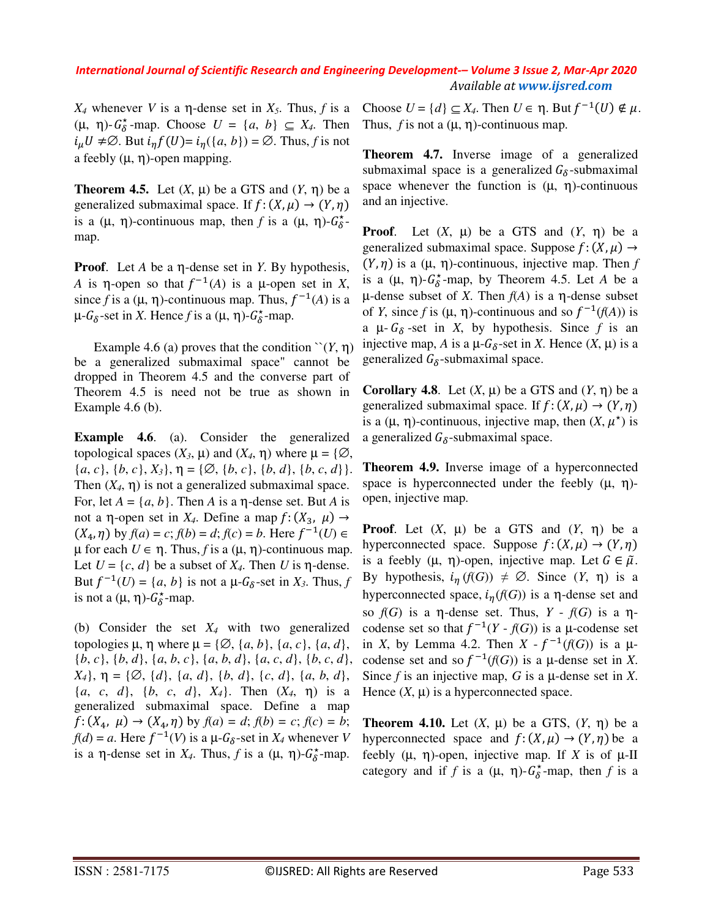$X_4$ whenever $V$ is a η-dense set in $X_5$. Thus, $f$ is a (μ, η)-$G_\delta^\star$-map. Choose $U$ = {$a$, $b$} ⊆ $X_4$. Then $i_\mu U \neq \emptyset$. But $i_\eta f(U) = i_\eta(\{a, b\}) = \emptyset$. Thus, $f$ is not a feebly (μ, η)-open mapping.

**Theorem 4.5.** Let ($X$, μ) be a GTS and ($Y$, η) be a generalized submaximal space. If $f: (X, \mu) \to (Y, \eta)$ is a (μ, η)-continuous map, then $f$ is a (μ, η)-$G_\delta^\star$-map.

**Proof**. Let $A$ be a η-dense set in $Y$. By hypothesis, $A$ is η-open so that $f^{-1}(A)$ is a μ-open set in $X$, since $f$ is a (μ, η)-continuous map. Thus, $f^{-1}(A)$ is a μ-$G_\delta$-set in $X$. Hence $f$ is a (μ, η)-$G_\delta^\star$-map.

Example 4.6 (a) proves that the condition ``($Y$, η) be a generalized submaximal space" cannot be dropped in Theorem 4.5 and the converse part of Theorem 4.5 is need not be true as shown in Example 4.6 (b).

**Example 4.6**. (a). Consider the generalized topological spaces ($X_3$, μ) and ($X_4$, η) where μ = {∅, {$a$, $c$}, {$b$, $c$}, $X_3$}, η = {∅, {$b$, $c$}, {$b$, $d$}, {$b$, $c$, $d$}}. Then ($X_4$, η) is not a generalized submaximal space. For, let $A$ = {$a$, $b$}. Then $A$ is a η-dense set. But $A$ is not a η-open set in $X_4$. Define a map $f: (X_3, \mu) \to (X_4, \eta)$ by $f(a) = c$; $f(b) = d$; $f(c) = b$. Here $f^{-1}(U) \in \mu$ for each $U \in \eta$. Thus, $f$ is a (μ, η)-continuous map. Let $U$ = {$c$, $d$} be a subset of $X_4$. Then $U$ is η-dense. But $f^{-1}(U)$ = {$a$, $b$} is not a μ-$G_\delta$-set in $X_3$. Thus, $f$ is not a (μ, η)-$G_\delta^\star$-map.

(b) Consider the set $X_4$ with two generalized topologies μ, η where μ = {∅, {$a$, $b$}, {$a$, $c$}, {$a$, $d$}, {$b$, $c$}, {$b$, $d$}, {$a$, $b$, $c$}, {$a$, $b$, $d$}, {$a$, $c$, $d$}, {$b$, $c$, $d$}, $X_4$}, η = {∅, {$d$}, {$a$, $d$}, {$b$, $d$}, {$c$, $d$}, {$a$, $b$, $d$}, {$a$, $c$, $d$}, {$b$, $c$, $d$}, $X_4$}. Then ($X_4$, η) is a generalized submaximal space. Define a map $f: (X_4, \mu) \to (X_4, \eta)$ by $f(a) = d$; $f(b) = c$; $f(c) = b$; $f(d) = a$. Here $f^{-1}(V)$ is a μ-$G_\delta$-set in $X_4$ whenever $V$ is a η-dense set in $X_4$. Thus, $f$ is a (μ, η)-$G_\delta^\star$-map. Choose $U$ = {$d$} ⊆ $X_4$. Then $U \in$ η. But $f^{-1}(U) \notin \mu$. Thus, $f$ is not a (μ, η)-continuous map.

**Theorem 4.7.** Inverse image of a generalized submaximal space is a generalized $G_\delta$-submaximal space whenever the function is (μ, η)-continuous and an injective.

**Proof**. Let ($X$, μ) be a GTS and ($Y$, η) be a generalized submaximal space. Suppose $f: (X, \mu) \to (Y, \eta)$ is a (μ, η)-continuous, injective map. Then $f$ is a (μ, η)-$G_\delta^\star$-map, by Theorem 4.5. Let $A$ be a μ-dense subset of $X$. Then $f(A)$ is a η-dense subset of $Y$, since $f$ is (μ, η)-continuous and so $f^{-1}(f(A))$ is a μ-$G_\delta$-set in $X$, by hypothesis. Since $f$ is an injective map, $A$ is a μ-$G_\delta$-set in $X$. Hence ($X$, μ) is a generalized $G_\delta$-submaximal space.

**Corollary 4.8**. Let ($X$, μ) be a GTS and ($Y$, η) be a generalized submaximal space. If $f: (X, \mu) \to (Y, \eta)$ is a (μ, η)-continuous, injective map, then $(X, \mu^\star)$ is a generalized $G_\delta$-submaximal space.

**Theorem 4.9.** Inverse image of a hyperconnected space is hyperconnected under the feebly (μ, η)-open, injective map.

**Proof**. Let ($X$, μ) be a GTS and ($Y$, η) be a hyperconnected space. Suppose $f: (X, \mu) \to (Y, \eta)$ is a feebly (μ, η)-open, injective map. Let $G \in \tilde{\mu}$. By hypothesis, $i_\eta(f(G)) \neq \emptyset$. Since ($Y$, η) is a hyperconnected space, $i_\eta(f(G))$ is a η-dense set and so $f(G)$ is a η-dense set. Thus, $Y$ - $f(G)$ is a η-codense set so that $f^{-1}(Y$ - $f(G))$ is a μ-codense set in $X$, by Lemma 4.2. Then $X$ - $f^{-1}(f(G))$ is a μ-codense set and so $f^{-1}(f(G))$ is a μ-dense set in $X$. Since $f$ is an injective map, $G$ is a μ-dense set in $X$. Hence ($X$, μ) is a hyperconnected space.

**Theorem 4.10.** Let ($X$, μ) be a GTS, ($Y$, η) be a hyperconnected space and $f: (X, \mu) \to (Y, \eta)$ be a feebly (μ, η)-open, injective map. If $X$ is of μ-II category and if $f$ is a (μ, η)-$G_\delta^\star$-map, then $f$ is a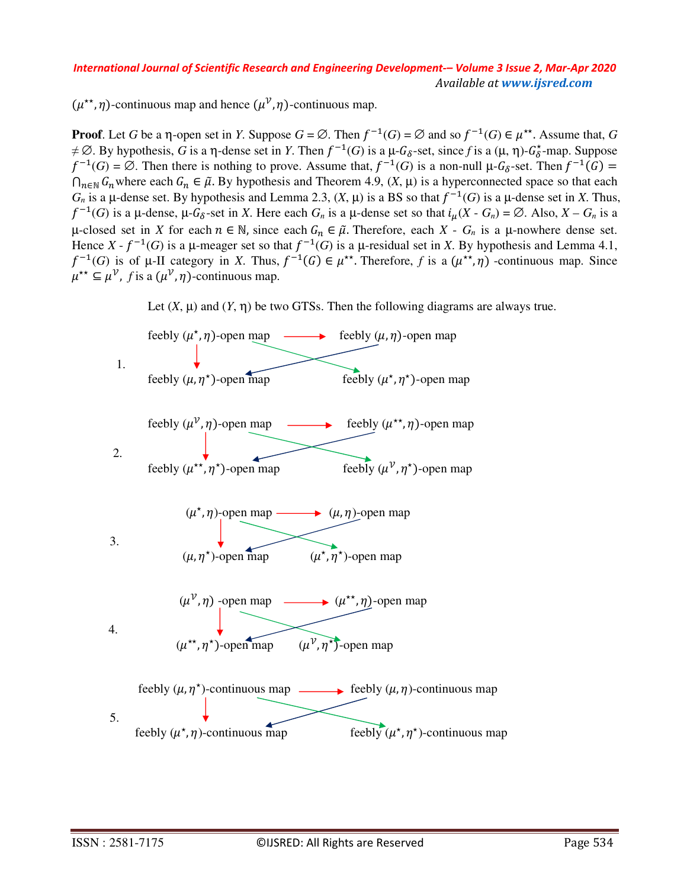$(\mu^{\star\star}, \eta)$-continuous map and hence $(\mu^{\mathcal{V}}, \eta)$-continuous map.

**Proof**. Let $G$ be a η-open set in $Y$. Suppose $G = \emptyset$. Then $f^{-1}(G) = \emptyset$ and so $f^{-1}(G) \in \mu^{\star\star}$. Assume that, $G \neq \emptyset$. By hypothesis, $G$ is a η-dense set in $Y$. Then $f^{-1}(G)$ is a μ-$G_\delta$-set, since $f$ is a (μ, η)-$G_\delta^\star$-map. Suppose $f^{-1}(G) = \emptyset$. Then there is nothing to prove. Assume that, $f^{-1}(G)$ is a non-null μ-$G_\delta$-set. Then $f^{-1}(G) = \bigcap_{n\in\mathbb{N}} G_n$ where each $G_n \in \tilde{\mu}$. By hypothesis and Theorem 4.9, (X, μ) is a hyperconnected space so that each $G_n$ is a μ-dense set. By hypothesis and Lemma 2.3, (X, μ) is a BS so that $f^{-1}(G)$ is a μ-dense set in X. Thus, $f^{-1}(G)$ is a μ-dense, μ-$G_\delta$-set in X. Here each $G_n$ is a μ-dense set so that $i_\mu(X - G_n) = \emptyset$. Also, $X - G_n$ is a μ-closed set in X for each $n \in \mathbb{N}$, since each $G_n \in \tilde{\mu}$. Therefore, each $X - G_n$ is a μ-nowhere dense set. Hence $X - f^{-1}(G)$ is a μ-meager set so that $f^{-1}(G)$ is a μ-residual set in X. By hypothesis and Lemma 4.1, $f^{-1}(G)$ is of μ-II category in X. Thus, $f^{-1}(G) \in \mu^{\star\star}$. Therefore, $f$ is a $(\mu^{\star\star}, \eta)$ -continuous map. Since $\mu^{\star\star} \subseteq \mu^{\mathcal{V}}$, $f$ is a $(\mu^{\mathcal{V}}, \eta)$-continuous map.

Let (X, μ) and (Y, η) be two GTSs. Then the following diagrams are always true.

1. feebly $(\mu^\star, \eta)$-open map → feebly $(\mu, \eta)$-open map; feebly $(\mu^\star, \eta)$-open map → feebly $(\mu, \eta^\star)$-open map; feebly $(\mu^\star, \eta)$-open map → feebly $(\mu^\star, \eta^\star)$-open map; feebly $(\mu, \eta)$-open map → feebly $(\mu, \eta^\star)$-open map

2. feebly $(\mu^{\mathcal{V}}, \eta)$-open map → feebly $(\mu^{\star\star}, \eta)$-open map; feebly $(\mu^{\mathcal{V}}, \eta)$-open map → feebly $(\mu^{\star\star}, \eta^\star)$-open map; feebly $(\mu^{\mathcal{V}}, \eta)$-open map → feebly $(\mu^{\mathcal{V}}, \eta^\star)$-open map; feebly $(\mu^{\star\star}, \eta)$-open map → feebly $(\mu^{\star\star}, \eta^\star)$-open map

3. $(\mu^\star, \eta)$-open map → $(\mu, \eta)$-open map; $(\mu^\star, \eta)$-open map → $(\mu, \eta^\star)$-open map; $(\mu^\star, \eta)$-open map → $(\mu^\star, \eta^\star)$-open map; $(\mu, \eta)$-open map → $(\mu, \eta^\star)$-open map

4. $(\mu^{\mathcal{V}}, \eta)$ -open map → $(\mu^{\star\star}, \eta)$-open map; $(\mu^{\mathcal{V}}, \eta)$ -open map → $(\mu^{\star\star}, \eta^\star)$-open map; $(\mu^{\mathcal{V}}, \eta)$ -open map → $(\mu^{\mathcal{V}}, \eta^\star)$-open map; $(\mu^{\star\star}, \eta)$-open map → $(\mu^{\star\star}, \eta^\star)$-open map

5. feebly $(\mu, \eta^\star)$-continuous map → feebly $(\mu, \eta)$-continuous map; feebly $(\mu, \eta^\star)$-continuous map → feebly $(\mu^\star, \eta)$-continuous map; feebly $(\mu, \eta^\star)$-continuous map → feebly $(\mu^\star, \eta^\star)$-continuous map; feebly $(\mu, \eta)$-continuous map → feebly $(\mu^\star, \eta)$-continuous map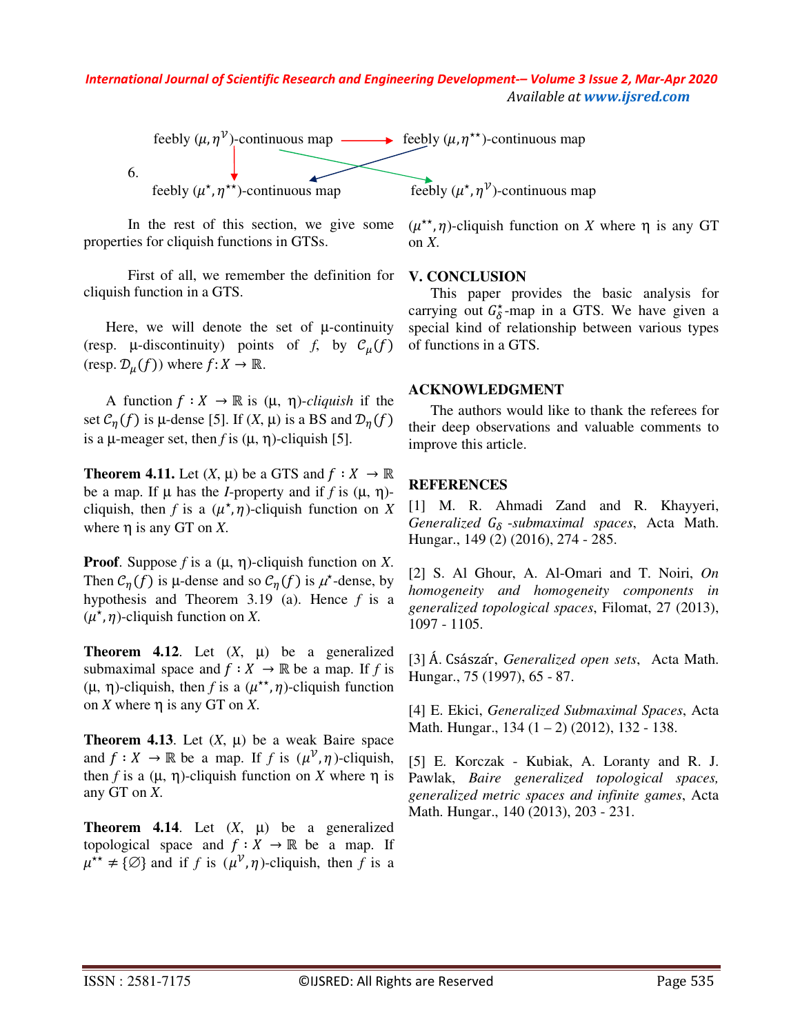6.

feebly $(\mu, \eta^{\mathcal{V}})$-continuous map ⟶ feebly $(\mu, \eta^{\star\star})$-continuous map

feebly $(\mu^{\star}, \eta^{\star\star})$-continuous map     feebly $(\mu^{\star}, \eta^{\mathcal{V}})$-continuous map

In the rest of this section, we give some properties for cliquish functions in GTSs.

First of all, we remember the definition for cliquish function in a GTS.

Here, we will denote the set of μ-continuity (resp. μ-discontinuity) points of *f*, by $\mathcal{C}_{\mu}(f)$ (resp. $\mathcal{D}_{\mu}(f)$) where $f: X \to \mathbb{R}$.

A function $f : X \to \mathbb{R}$ is (μ, η)-*cliquish* if the set $\mathcal{C}_{\eta}(f)$ is μ-dense [5]. If (*X*, μ) is a BS and $\mathcal{D}_{\eta}(f)$ is a μ-meager set, then *f* is (μ, η)-cliquish [5].

**Theorem 4.11.** Let (*X*, μ) be a GTS and $f : X \to \mathbb{R}$ be a map. If μ has the *I*-property and if *f* is (μ, η)-cliquish, then *f* is a $(\mu^{\star}, \eta)$-cliquish function on *X* where η is any GT on *X*.

**Proof**. Suppose *f* is a (μ, η)-cliquish function on *X*. Then $\mathcal{C}_{\eta}(f)$ is μ-dense and so $\mathcal{C}_{\eta}(f)$ is $\mu^{\star}$-dense, by hypothesis and Theorem 3.19 (a). Hence *f* is a $(\mu^{\star}, \eta)$-cliquish function on *X*.

**Theorem 4.12**. Let (*X*, μ) be a generalized submaximal space and $f : X \to \mathbb{R}$ be a map. If *f* is (μ, η)-cliquish, then *f* is a $(\mu^{\star\star}, \eta)$-cliquish function on *X* where η is any GT on *X*.

**Theorem 4.13**. Let (*X*, μ) be a weak Baire space and $f : X \to \mathbb{R}$ be a map. If *f* is $(\mu^{\mathcal{V}}, \eta)$-cliquish, then *f* is a (μ, η)-cliquish function on *X* where η is any GT on *X*.

**Theorem 4.14**. Let (*X*, μ) be a generalized topological space and $f : X \to \mathbb{R}$ be a map. If $\mu^{\star\star} \neq \{\emptyset\}$ and if *f* is $(\mu^{\mathcal{V}}, \eta)$-cliquish, then *f* is a $(\mu^{\star\star}, \eta)$-cliquish function on *X* where η is any GT on *X*.

## V. CONCLUSION

This paper provides the basic analysis for carrying out $G_{\delta}^{\star}$-map in a GTS. We have given a special kind of relationship between various types of functions in a GTS.

## ACKNOWLEDGMENT

The authors would like to thank the referees for their deep observations and valuable comments to improve this article.

## REFERENCES

[1] M. R. Ahmadi Zand and R. Khayyeri, *Generalized $G_{\delta}$ -submaximal spaces*, Acta Math. Hungar., 149 (2) (2016), 274 - 285.

[2] S. Al Ghour, A. Al-Omari and T. Noiri, *On homogeneity and homogeneity components in generalized topological spaces*, Filomat, 27 (2013), 1097 - 1105.

[3] Á. Császár, *Generalized open sets*, Acta Math. Hungar., 75 (1997), 65 - 87.

[4] E. Ekici, *Generalized Submaximal Spaces*, Acta Math. Hungar., 134 (1 – 2) (2012), 132 - 138.

[5] E. Korczak - Kubiak, A. Loranty and R. J. Pawlak, *Baire generalized topological spaces, generalized metric spaces and infinite games*, Acta Math. Hungar., 140 (2013), 203 - 231.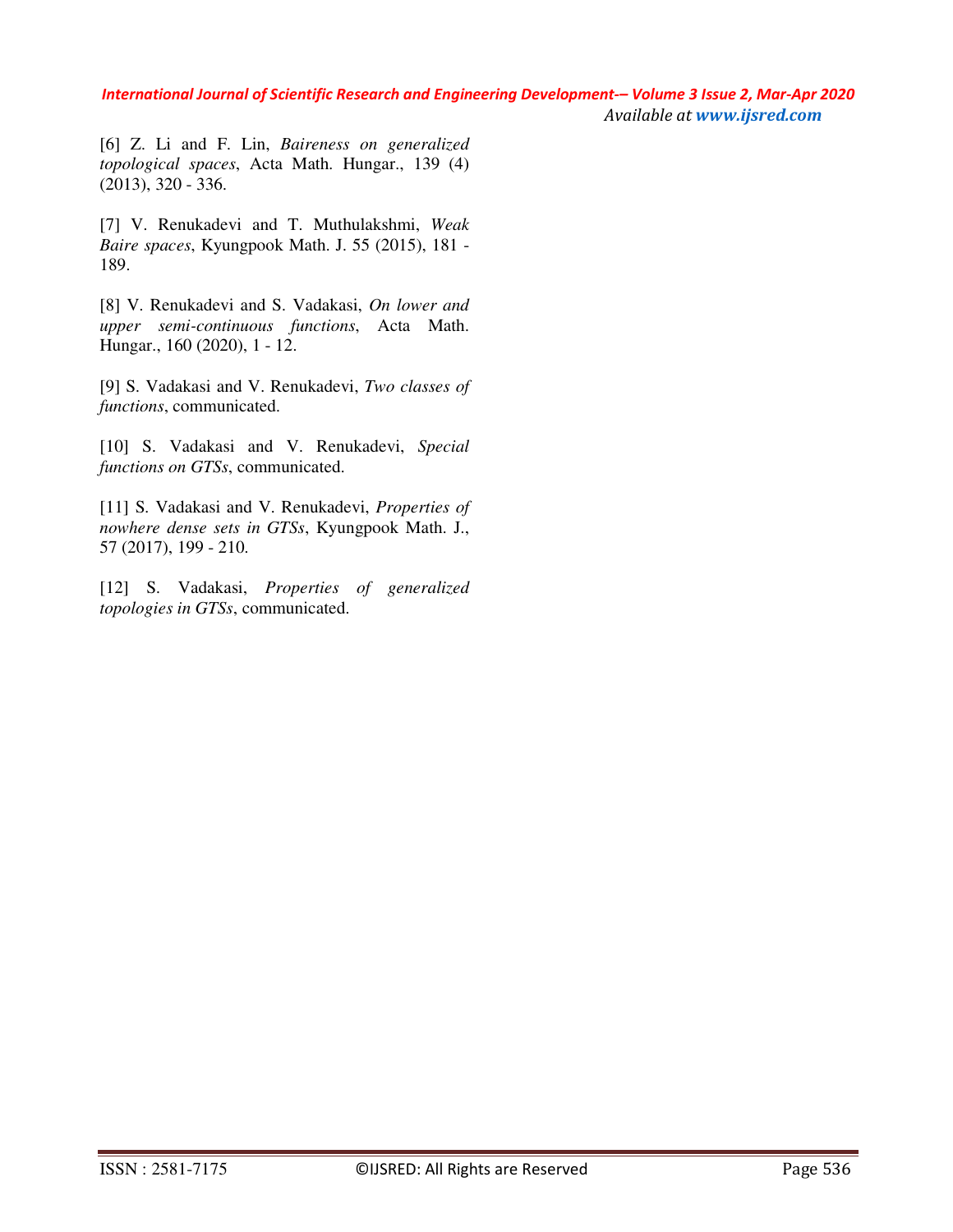[6] Z. Li and F. Lin, *Baireness on generalized topological spaces*, Acta Math. Hungar., 139 (4) (2013), 320 - 336.

[7] V. Renukadevi and T. Muthulakshmi, *Weak Baire spaces*, Kyungpook Math. J. 55 (2015), 181 - 189.

[8] V. Renukadevi and S. Vadakasi, *On lower and upper semi-continuous functions*, Acta Math. Hungar., 160 (2020), 1 - 12.

[9] S. Vadakasi and V. Renukadevi, *Two classes of functions*, communicated.

[10] S. Vadakasi and V. Renukadevi, *Special functions on GTSs*, communicated.

[11] S. Vadakasi and V. Renukadevi, *Properties of nowhere dense sets in GTSs*, Kyungpook Math. J., 57 (2017), 199 - 210.

[12] S. Vadakasi, *Properties of generalized topologies in GTSs*, communicated.